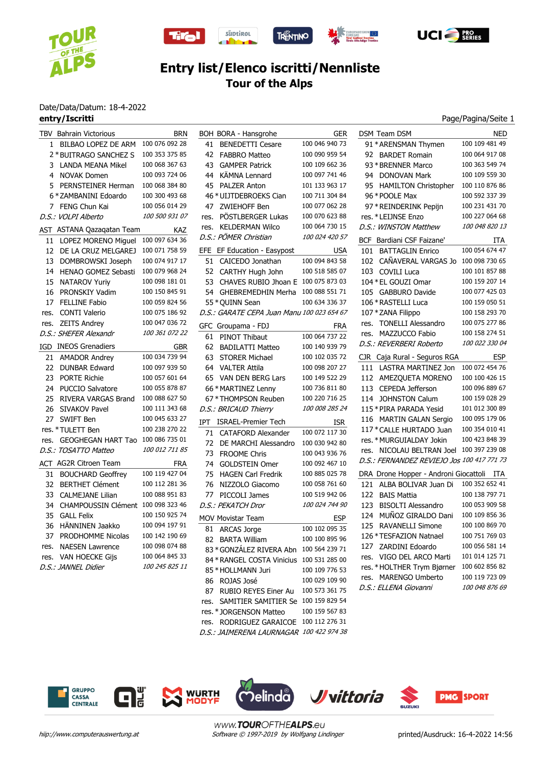# Entry list/Elenco iscritti/Nennliste

## Tour of the Alps

Date/Data/Datum: 18-4-2022

**entry/Iscritti**

Page/Pagina/Seite 1

| TBV | Bahrain Victorious | BRN |
|---|---|---|
| 1 | BILBAO LOPEZ DE ARM | 100 076 092 28 |
| 2 * | BUITRAGO SANCHEZ S | 100 353 375 85 |
| 3 | LANDA MEANA Mikel | 100 068 367 63 |
| 4 | NOVAK Domen | 100 093 724 06 |
| 5 | PERNSTEINER Herman | 100 068 384 80 |
| 6 * | ZAMBANINI Edoardo | 100 300 493 68 |
| 7 | FENG Chun Kai | 100 056 014 29 |
| *D.S.:* | *VOLPI Alberto* | *100 500 931 07* |

| AST | ASTANA Qazaqatan Team | KAZ |
|---|---|---|
| 11 | LOPEZ MORENO Miguel | 100 097 634 36 |
| 12 | DE LA CRUZ MELGAREJ | 100 071 758 59 |
| 13 | DOMBROWSKI Joseph | 100 074 917 17 |
| 14 | HENAO GOMEZ Sebasti | 100 079 968 24 |
| 15 | NATAROV Yuriy | 100 098 181 01 |
| 16 | PRONSKIY Vadim | 100 150 845 91 |
| 17 | FELLINE Fabio | 100 059 824 56 |
| res. | CONTI Valerio | 100 075 186 92 |
| res. | ZEITS Andrey | 100 047 036 72 |
| *D.S.:* | *SHEFER Alexandr* | *100 361 072 22* |

| IGD | INEOS Grenadiers | GBR |
|---|---|---|
| 21 | AMADOR Andrey | 100 034 739 94 |
| 22 | DUNBAR Edward | 100 097 939 50 |
| 23 | PORTE Richie | 100 057 601 64 |
| 24 | PUCCIO Salvatore | 100 055 878 87 |
| 25 | RIVERA VARGAS Brand | 100 088 627 50 |
| 26 | SIVAKOV Pavel | 100 111 343 68 |
| 27 | SWIFT Ben | 100 045 633 27 |
| res. * | TULETT Ben | 100 238 270 22 |
| res. | GEOGHEGAN HART Tao | 100 086 735 01 |
| *D.S.:* | *TOSATTO Matteo* | *100 012 711 85* |

| ACT | AG2R Citroen Team | FRA |
|---|---|---|
| 31 | BOUCHARD Geoffrey | 100 119 427 04 |
| 32 | BERTHET Clément | 100 112 281 36 |
| 33 | CALMEJANE Lilian | 100 088 951 83 |
| 34 | CHAMPOUSSIN Clément | 100 098 233 62 |
| 35 | GALL Felix | 100 150 925 74 |
| 36 | HÄNNINEN Jaakko | 100 094 197 91 |
| 37 | PRODHOMME Nicolas | 100 142 190 69 |
| res. | NAESEN Lawrence | 100 098 074 88 |
| res. | VAN HOECKE Gijs | 100 064 845 33 |
| *D.S.:* | *JANNEL Didier* | *100 245 825 11* |

| BOH | BORA - Hansgrohe | GER |
|---|---|---|
| 41 | BENEDETTI Cesare | 100 046 940 73 |
| 42 | FABBRO Matteo | 100 090 959 54 |
| 43 | GAMPER Patrick | 100 109 662 36 |
| 44 | KÄMNA Lennard | 100 097 741 46 |
| 45 | PALZER Anton | 101 133 963 17 |
| 46 * | UIJTDEBROEKS Cian | 100 711 304 84 |
| 47 | ZWIEHOFF Ben | 100 077 062 28 |
| res. | PÖSTLBERGER Lukas | 100 070 623 88 |
| res. | KELDERMAN Wilco | 100 064 730 15 |
| *D.S.:* | *PÖMER Christian* | *100 024 420 57* |

| EFE | EF Education - Easypost | USA |
|---|---|---|
| 51 | CAICEDO Jonathan | 100 094 843 58 |
| 52 | CARTHY Hugh John | 100 518 585 07 |
| 53 | CHAVES RUBIO Jhoan E | 100 075 873 03 |
| 54 | GHEBREMEDHIN Merha | 100 088 551 71 |
| 55 * | QUINN Sean | 100 634 336 37 |
| *D.S.:* | *GARATE CEPA Juan Manu* | *100 023 654 67* |

| GFC | Groupama - FDJ | FRA |
|---|---|---|
| 61 | PINOT Thibaut | 100 064 737 22 |
| 62 | BADIALATTI Matteo | 100 140 939 73 |
| 63 | STORER Michael | 100 102 035 72 |
| 64 | VALTER Attila | 100 098 207 27 |
| 65 | VAN DEN BERG Lars | 100 149 522 29 |
| 66 * | MARTINEZ Lenny | 100 736 811 80 |
| 67 * | THOMPSON Reuben | 100 220 716 25 |
| *D.S.:* | *BRICAUD Thierry* | *100 008 285 24* |

| IPT | ISRAEL-Premier Tech | ISR |
|---|---|---|
| 71 | CATAFORD Alexander | 100 072 117 30 |
| 72 | DE MARCHI Alessandro | 100 030 942 80 |
| 73 | FROOME Chris | 100 043 936 76 |
| 74 | GOLDSTEIN Omer | 100 092 467 10 |
| 75 | HAGEN Carl Fredrik | 100 885 025 78 |
| 76 | NIZZOLO Giacomo | 100 058 761 60 |
| 77 | PICCOLI James | 100 519 942 06 |
| *D.S.:* | *PEKATCH Dror* | *100 024 744 90* |

| MOV | Movistar Team | ESP |
|---|---|---|
| 81 | ARCAS Jorge | 100 102 095 35 |
| 82 | BARTA William | 100 100 895 96 |
| 83 * | GONZÁLEZ RIVERA Abn | 100 564 239 71 |
| 84 * | RANGEL COSTA Vinicius | 100 531 285 00 |
| 85 * | HOLLMANN Juri | 100 109 776 53 |
| 86 | ROJAS José | 100 029 109 90 |
| 87 | RUBIO REYES Einer Au | 100 573 361 75 |
| res. | SAMITIER SAMITIER Se | 100 159 829 54 |
| res. * | JORGENSON Matteo | 100 159 567 83 |
| res. | RODRIGUEZ GARAICOE | 100 112 276 31 |
| *D.S.:* | *JAIMERENA LAURNAGAR* | *100 422 974 38* |

| DSM | Team DSM | NED |
|---|---|---|
| 91 * | ARENSMAN Thymen | 100 109 481 49 |
| 92 | BARDET Romain | 100 064 917 08 |
| 93 * | BRENNER Marco | 100 363 549 74 |
| 94 | DONOVAN Mark | 100 109 559 30 |
| 95 | HAMILTON Christopher | 100 110 876 86 |
| 96 * | POOLE Max | 100 592 337 39 |
| 97 * | REINDERINK Pepijn | 100 231 431 70 |
| res. * | LEIJNSE Enzo | 100 227 064 68 |
| *D.S.:* | *WINSTON Matthew* | *100 048 820 13* |

| BCF | Bardiani CSF Faizane' | ITA |
|---|---|---|
| 101 | BATTAGLIN Enrico | 100 054 674 47 |
| 102 | CAÑAVERAL VARGAS Jo | 100 098 730 65 |
| 103 | COVILI Luca | 100 101 857 88 |
| 104 * | EL GOUZI Omar | 100 159 207 14 |
| 105 | GABBURO Davide | 100 077 425 03 |
| 106 * | RASTELLI Luca | 100 159 050 51 |
| 107 * | ZANA Filippo | 100 158 293 70 |
| res. | TONELLI Alessandro | 100 075 277 86 |
| res. | MAZZUCCO Fabio | 100 158 274 51 |
| *D.S.:* | *REVERBERI Roberto* | *100 022 330 04* |

| CJR | Caja Rural - Seguros RGA | ESP |
|---|---|---|
| 111 | LASTRA MARTINEZ Jon | 100 072 454 76 |
| 112 | AMEZQUETA MORENO | 100 100 426 15 |
| 113 | CEPEDA Jefferson | 100 096 889 67 |
| 114 | JOHNSTON Calum | 100 159 028 29 |
| 115 * | PIRA PARADA Yesid | 101 012 300 89 |
| 116 | MARTIN GALAN Sergio | 100 095 179 06 |
| 117 * | CALLE HURTADO Juan | 100 354 010 41 |
| res. * | MURGUIALDAY Jokin | 100 423 848 39 |
| res. | NICOLAU BELTRAN Joel | 100 397 239 08 |
| *D.S.:* | *FERNANDEZ REVIEJO Jos* | *100 417 771 73* |

| DRA | Drone Hopper - Androni Giocattoli | ITA |
|---|---|---|
| 121 | ALBA BOLIVAR Juan Di | 100 352 652 41 |
| 122 | BAIS Mattia | 100 138 797 71 |
| 123 | BISOLTI Alessandro | 100 053 909 58 |
| 124 | MUÑOZ GIRALDO Dani | 100 856 856 36 |
| 125 | RAVANELLI Simone | 100 100 869 70 |
| 126 * | TESFAZION Natnael | 100 751 769 03 |
| 127 | ZARDINI Edoardo | 100 056 581 14 |
| res. | VIGO DEL ARCO Marti | 101 014 125 71 |
| res. * | HOLTHER Trym Bjørner | 100 602 856 82 |
| res. | MARENGO Umberto | 100 119 723 09 |
| *D.S.:* | *ELLENA Giovanni* | *100 048 876 69* |

www.TOUROFTHEALPS.eu

hiip://www.computerauswertung.at — Software © 1997-2019 by Wolfgang Lindinger — printed/Ausdruck: 16-4-2022 14:56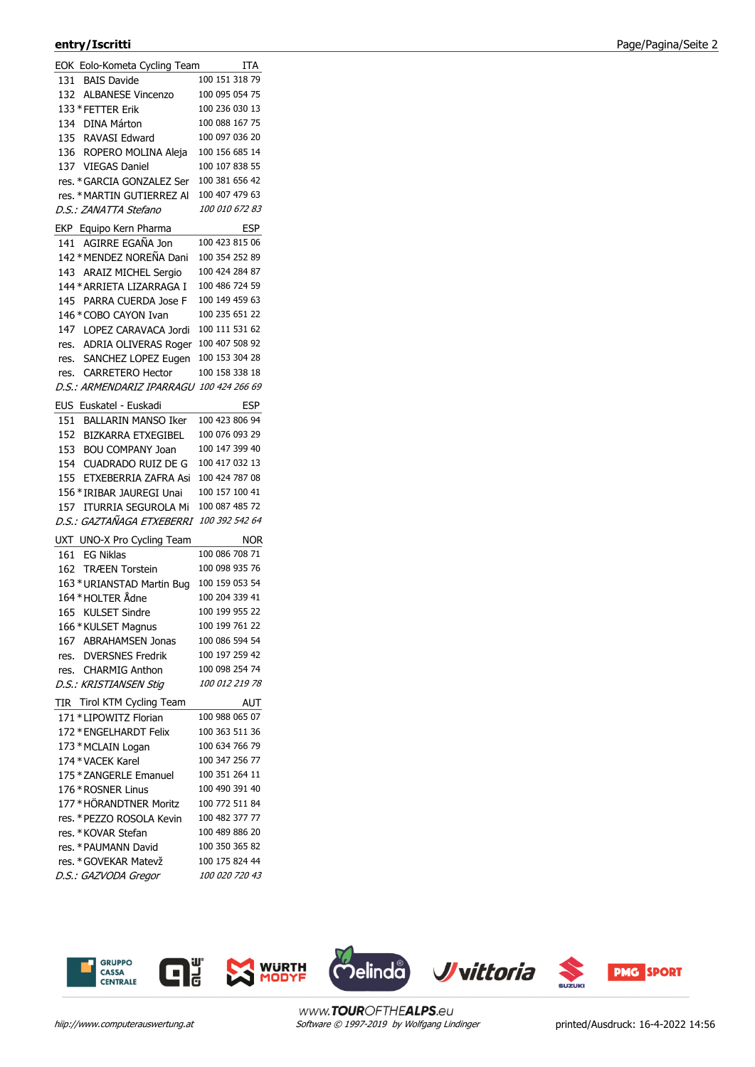**entry/Iscritti**

| EOK | Eolo-Kometa Cycling Team | ITA |
|---|---|---|
| 131 | BAIS Davide | 100 151 318 79 |
| 132 | ALBANESE Vincenzo | 100 095 054 75 |
| 133 * | FETTER Erik | 100 236 030 13 |
| 134 | DINA Márton | 100 088 167 75 |
| 135 | RAVASI Edward | 100 097 036 20 |
| 136 | ROPERO MOLINA Aleja | 100 156 685 14 |
| 137 | VIEGAS Daniel | 100 107 838 55 |
| res. * | GARCIA GONZALEZ Ser | 100 381 656 42 |
| res. * | MARTIN GUTIERREZ Al | 100 407 479 63 |
| *D.S.:* | *ZANATTA Stefano* | *100 010 672 83* |

| EKP | Equipo Kern Pharma | ESP |
|---|---|---|
| 141 | AGIRRE EGAÑA Jon | 100 423 815 06 |
| 142 * | MENDEZ NOREÑA Dani | 100 354 252 89 |
| 143 | ARAIZ MICHEL Sergio | 100 424 284 87 |
| 144 * | ARRIETA LIZARRAGA I | 100 486 724 59 |
| 145 | PARRA CUERDA Jose F | 100 149 459 63 |
| 146 * | COBO CAYON Ivan | 100 235 651 22 |
| 147 | LOPEZ CARAVACA Jordi | 100 111 531 62 |
| res. | ADRIA OLIVERAS Roger | 100 407 508 92 |
| res. | SANCHEZ LOPEZ Eugen | 100 153 304 28 |
| res. | CARRETERO Hector | 100 158 338 18 |
| *D.S.:* | *ARMENDARIZ IPARRAGU* | *100 424 266 69* |

| EUS | Euskatel - Euskadi | ESP |
|---|---|---|
| 151 | BALLARIN MANSO Iker | 100 423 806 94 |
| 152 | BIZKARRA ETXEGIBEL | 100 076 093 29 |
| 153 | BOU COMPANY Joan | 100 147 399 40 |
| 154 | CUADRADO RUIZ DE G | 100 417 032 13 |
| 155 | ETXEBERRIA ZAFRA Asi | 100 424 787 08 |
| 156 * | IRIBAR JAUREGI Unai | 100 157 100 41 |
| 157 | ITURRIA SEGUROLA Mi | 100 087 485 72 |
| *D.S.:* | *GAZTAÑAGA ETXEBERRI* | *100 392 542 64* |

| UXT | UNO-X Pro Cycling Team | NOR |
|---|---|---|
| 161 | EG Niklas | 100 086 708 71 |
| 162 | TRÆEN Torstein | 100 098 935 76 |
| 163 * | URIANSTAD Martin Bug | 100 159 053 54 |
| 164 * | HOLTER Ådne | 100 204 339 41 |
| 165 | KULSET Sindre | 100 199 955 22 |
| 166 * | KULSET Magnus | 100 199 761 22 |
| 167 | ABRAHAMSEN Jonas | 100 086 594 54 |
| res. | DVERSNES Fredrik | 100 197 259 42 |
| res. | CHARMIG Anthon | 100 098 254 74 |
| *D.S.:* | *KRISTIANSEN Stig* | *100 012 219 78* |

| TIR | Tirol KTM Cycling Team | AUT |
|---|---|---|
| 171 * | LIPOWITZ Florian | 100 988 065 07 |
| 172 * | ENGELHARDT Felix | 100 363 511 36 |
| 173 * | MCLAIN Logan | 100 634 766 79 |
| 174 * | VACEK Karel | 100 347 256 77 |
| 175 * | ZANGERLE Emanuel | 100 351 264 11 |
| 176 * | ROSNER Linus | 100 490 391 40 |
| 177 * | HÖRANDTNER Moritz | 100 772 511 84 |
| res. * | PEZZO ROSOLA Kevin | 100 482 377 77 |
| res. * | KOVAR Stefan | 100 489 886 20 |
| res. * | PAUMANN David | 100 350 365 82 |
| res. * | GOVEKAR Matevž | 100 175 824 44 |
| *D.S.:* | *GAZVODA Gregor* | *100 020 720 43* |

GRUPPO CASSA CENTRALE · WÜRTH MODYF · Melinda · vittoria · SUZUKI · PMG SPORT

*www.TOUROFTHEALPS.eu*

*hiip://www.computerauswertung.at* — *Software © 1997-2019 by Wolfgang Lindinger* — printed/Ausdruck: 16-4-2022 14:56